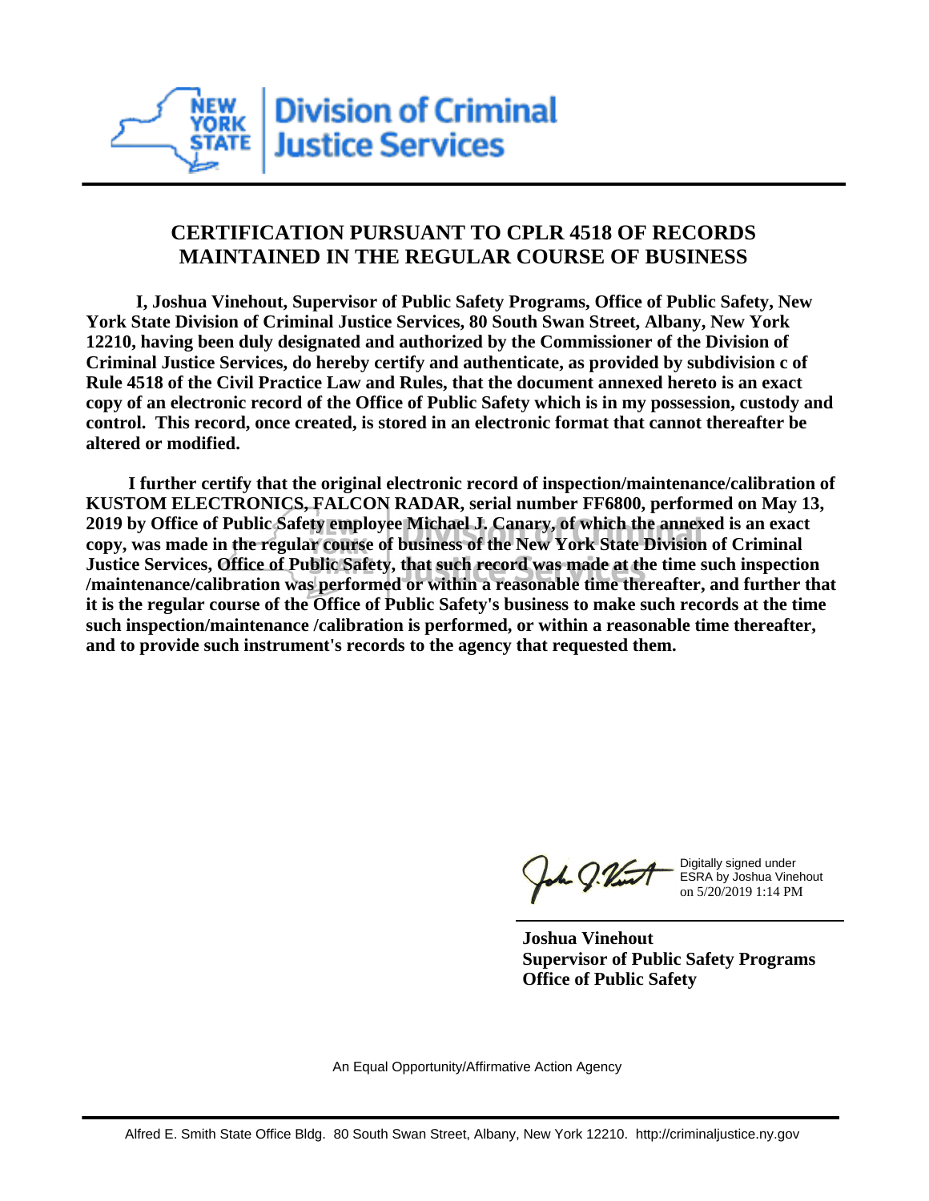New York State Division of Criminal Justice Services

## CERTIFICATION PURSUANT TO CPLR 4518 OF RECORDS MAINTAINED IN THE REGULAR COURSE OF BUSINESS

**I, Joshua Vinehout, Supervisor of Public Safety Programs, Office of Public Safety, New York State Division of Criminal Justice Services, 80 South Swan Street, Albany, New York 12210, having been duly designated and authorized by the Commissioner of the Division of Criminal Justice Services, do hereby certify and authenticate, as provided by subdivision c of Rule 4518 of the Civil Practice Law and Rules, that the document annexed hereto is an exact copy of an electronic record of the Office of Public Safety which is in my possession, custody and control. This record, once created, is stored in an electronic format that cannot thereafter be altered or modified.**

**I further certify that the original electronic record of inspection/maintenance/calibration of KUSTOM ELECTRONICS, FALCON RADAR, serial number FF6800, performed on May 13, 2019 by Office of Public Safety employee Michael J. Canary, of which the annexed is an exact copy, was made in the regular course of business of the New York State Division of Criminal Justice Services, Office of Public Safety, that such record was made at the time such inspection /maintenance/calibration was performed or within a reasonable time thereafter, and further that it is the regular course of the Office of Public Safety's business to make such records at the time such inspection/maintenance /calibration is performed, or within a reasonable time thereafter, and to provide such instrument's records to the agency that requested them.**

Digitally signed under ESRA by Joshua Vinehout on 5/20/2019 1:14 PM

**Joshua Vinehout**
**Supervisor of Public Safety Programs**
**Office of Public Safety**

An Equal Opportunity/Affirmative Action Agency

Alfred E. Smith State Office Bldg. 80 South Swan Street, Albany, New York 12210. http://criminaljustice.ny.gov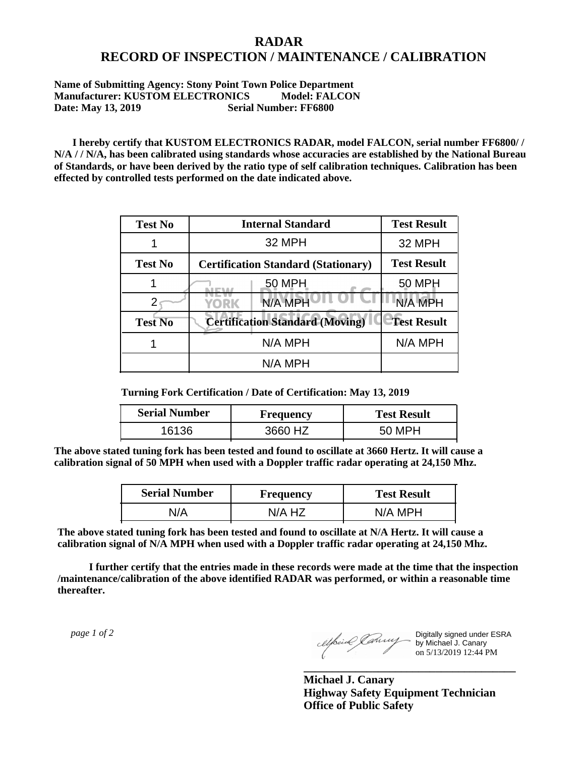# RADAR
# RECORD OF INSPECTION / MAINTENANCE / CALIBRATION

**Name of Submitting Agency: Stony Point Town Police Department**
**Manufacturer: KUSTOM ELECTRONICS Model: FALCON**
**Date: May 13, 2019 Serial Number: FF6800**

**I hereby certify that KUSTOM ELECTRONICS RADAR, model FALCON, serial number FF6800/ / N/A / / N/A, has been calibrated using standards whose accuracies are established by the National Bureau of Standards, or have been derived by the ratio type of self calibration techniques. Calibration has been effected by controlled tests performed on the date indicated above.**

| Test No | Internal Standard | Test Result |
|---|---|---|
| 1 | 32 MPH | 32 MPH |
| **Test No** | **Certification Standard (Stationary)** | **Test Result** |
| 1 | 50 MPH | 50 MPH |
| 2 | N/A MPH | N/A MPH |
| **Test No** | **Certification Standard (Moving)** | **Test Result** |
| 1 | N/A MPH | N/A MPH |
| | N/A MPH | |

**Turning Fork Certification / Date of Certification: May 13, 2019**

| Serial Number | Frequency | Test Result |
|---|---|---|
| 16136 | 3660 HZ | 50 MPH |

**The above stated tuning fork has been tested and found to oscillate at 3660 Hertz. It will cause a calibration signal of 50 MPH when used with a Doppler traffic radar operating at 24,150 Mhz.**

| Serial Number | Frequency | Test Result |
|---|---|---|
| N/A | N/A HZ | N/A MPH |

**The above stated tuning fork has been tested and found to oscillate at N/A Hertz. It will cause a calibration signal of N/A MPH when used with a Doppler traffic radar operating at 24,150 Mhz.**

**I further certify that the entries made in these records were made at the time that the inspection /maintenance/calibration of the above identified RADAR was performed, or within a reasonable time thereafter.**

*page 1 of 2*

Digitally signed under ESRA by Michael J. Canary on 5/13/2019 12:44 PM

**Michael J. Canary**
**Highway Safety Equipment Technician**
**Office of Public Safety**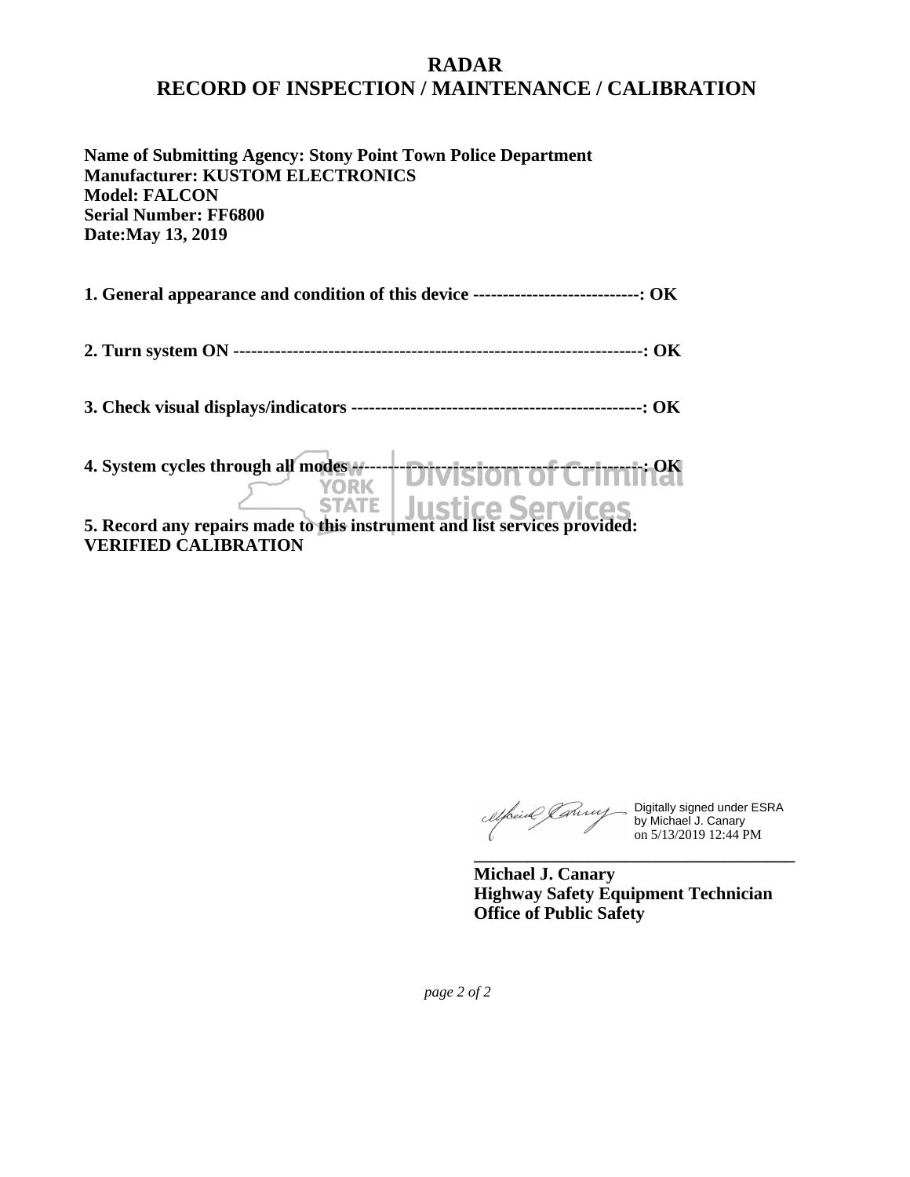# RADAR
# RECORD OF INSPECTION / MAINTENANCE / CALIBRATION

**Name of Submitting Agency: Stony Point Town Police Department**
**Manufacturer: KUSTOM ELECTRONICS**
**Model: FALCON**
**Serial Number: FF6800**
**Date:May 13, 2019**

**1. General appearance and condition of this device ----------------------------: OK**

**2. Turn system ON -------------------------------------------------------------------: OK**

**3. Check visual displays/indicators -------------------------------------------------: OK**

**4. System cycles through all modes ------------------------------------------------: OK**

**5. Record any repairs made to this instrument and list services provided:**
**VERIFIED CALIBRATION**

Digitally signed under ESRA by Michael J. Canary on 5/13/2019 12:44 PM

**Michael J. Canary**
**Highway Safety Equipment Technician**
**Office of Public Safety**